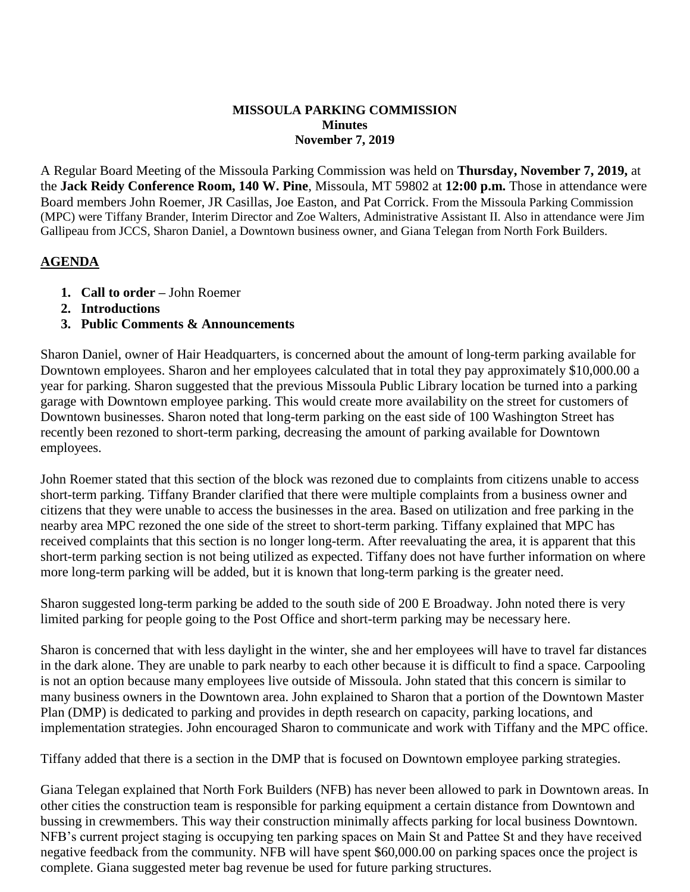**MISSOULA PARKING COMMISSION**
**Minutes**
**November 7, 2019**

A Regular Board Meeting of the Missoula Parking Commission was held on **Thursday, November 7, 2019,** at the **Jack Reidy Conference Room, 140 W. Pine**, Missoula, MT 59802 at **12:00 p.m.** Those in attendance were Board members John Roemer, JR Casillas, Joe Easton, and Pat Corrick. From the Missoula Parking Commission (MPC) were Tiffany Brander, Interim Director and Zoe Walters, Administrative Assistant II. Also in attendance were Jim Gallipeau from JCCS, Sharon Daniel, a Downtown business owner, and Giana Telegan from North Fork Builders.

## AGENDA

1. **Call to order –** John Roemer
2. **Introductions**
3. **Public Comments & Announcements**

Sharon Daniel, owner of Hair Headquarters, is concerned about the amount of long-term parking available for Downtown employees. Sharon and her employees calculated that in total they pay approximately $10,000.00 a year for parking. Sharon suggested that the previous Missoula Public Library location be turned into a parking garage with Downtown employee parking. This would create more availability on the street for customers of Downtown businesses. Sharon noted that long-term parking on the east side of 100 Washington Street has recently been rezoned to short-term parking, decreasing the amount of parking available for Downtown employees.

John Roemer stated that this section of the block was rezoned due to complaints from citizens unable to access short-term parking. Tiffany Brander clarified that there were multiple complaints from a business owner and citizens that they were unable to access the businesses in the area. Based on utilization and free parking in the nearby area MPC rezoned the one side of the street to short-term parking. Tiffany explained that MPC has received complaints that this section is no longer long-term. After reevaluating the area, it is apparent that this short-term parking section is not being utilized as expected. Tiffany does not have further information on where more long-term parking will be added, but it is known that long-term parking is the greater need.

Sharon suggested long-term parking be added to the south side of 200 E Broadway. John noted there is very limited parking for people going to the Post Office and short-term parking may be necessary here.

Sharon is concerned that with less daylight in the winter, she and her employees will have to travel far distances in the dark alone. They are unable to park nearby to each other because it is difficult to find a space. Carpooling is not an option because many employees live outside of Missoula. John stated that this concern is similar to many business owners in the Downtown area. John explained to Sharon that a portion of the Downtown Master Plan (DMP) is dedicated to parking and provides in depth research on capacity, parking locations, and implementation strategies. John encouraged Sharon to communicate and work with Tiffany and the MPC office.

Tiffany added that there is a section in the DMP that is focused on Downtown employee parking strategies.

Giana Telegan explained that North Fork Builders (NFB) has never been allowed to park in Downtown areas. In other cities the construction team is responsible for parking equipment a certain distance from Downtown and bussing in crewmembers. This way their construction minimally affects parking for local business Downtown. NFB's current project staging is occupying ten parking spaces on Main St and Pattee St and they have received negative feedback from the community. NFB will have spent $60,000.00 on parking spaces once the project is complete. Giana suggested meter bag revenue be used for future parking structures.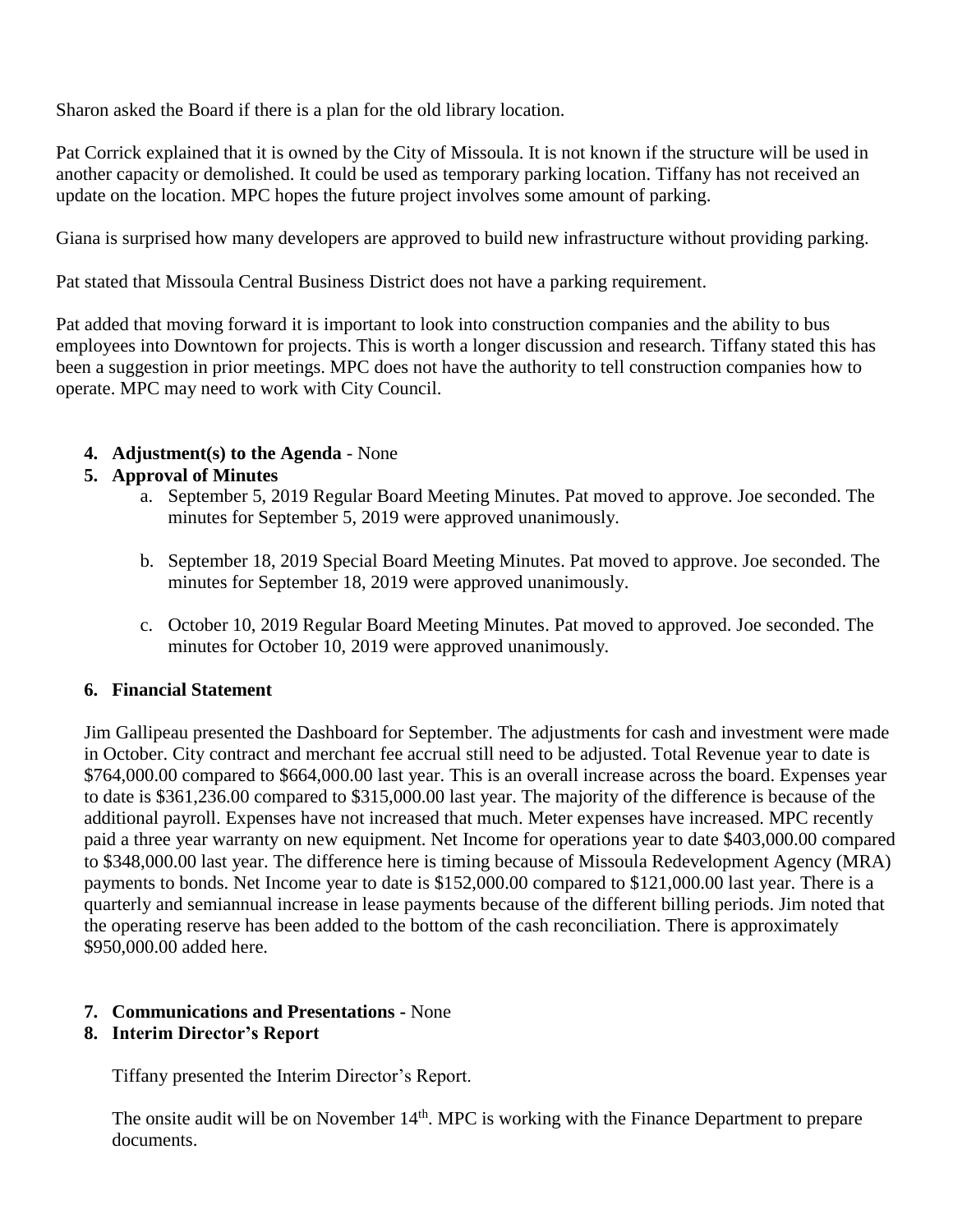Sharon asked the Board if there is a plan for the old library location.

Pat Corrick explained that it is owned by the City of Missoula. It is not known if the structure will be used in another capacity or demolished. It could be used as temporary parking location. Tiffany has not received an update on the location. MPC hopes the future project involves some amount of parking.

Giana is surprised how many developers are approved to build new infrastructure without providing parking.

Pat stated that Missoula Central Business District does not have a parking requirement.

Pat added that moving forward it is important to look into construction companies and the ability to bus employees into Downtown for projects. This is worth a longer discussion and research. Tiffany stated this has been a suggestion in prior meetings. MPC does not have the authority to tell construction companies how to operate. MPC may need to work with City Council.

4. **Adjustment(s) to the Agenda** - None
5. **Approval of Minutes**
   a. September 5, 2019 Regular Board Meeting Minutes. Pat moved to approve. Joe seconded. The minutes for September 5, 2019 were approved unanimously.

   b. September 18, 2019 Special Board Meeting Minutes. Pat moved to approve. Joe seconded. The minutes for September 18, 2019 were approved unanimously.

   c. October 10, 2019 Regular Board Meeting Minutes. Pat moved to approved. Joe seconded. The minutes for October 10, 2019 were approved unanimously.

6. **Financial Statement**

Jim Gallipeau presented the Dashboard for September. The adjustments for cash and investment were made in October. City contract and merchant fee accrual still need to be adjusted. Total Revenue year to date is $764,000.00 compared to $664,000.00 last year. This is an overall increase across the board. Expenses year to date is $361,236.00 compared to $315,000.00 last year. The majority of the difference is because of the additional payroll. Expenses have not increased that much. Meter expenses have increased. MPC recently paid a three year warranty on new equipment. Net Income for operations year to date $403,000.00 compared to $348,000.00 last year. The difference here is timing because of Missoula Redevelopment Agency (MRA) payments to bonds. Net Income year to date is $152,000.00 compared to $121,000.00 last year. There is a quarterly and semiannual increase in lease payments because of the different billing periods. Jim noted that the operating reserve has been added to the bottom of the cash reconciliation. There is approximately $950,000.00 added here.

7. **Communications and Presentations -** None
8. **Interim Director's Report**

   Tiffany presented the Interim Director's Report.

   The onsite audit will be on November 14th. MPC is working with the Finance Department to prepare documents.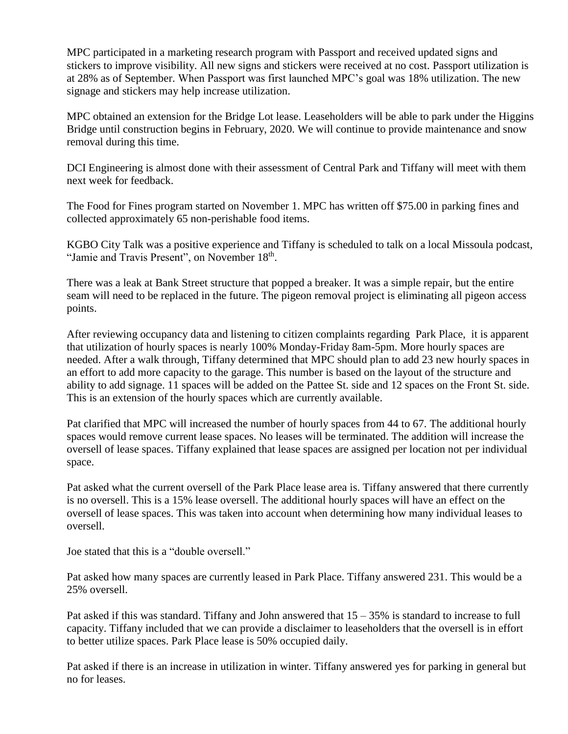MPC participated in a marketing research program with Passport and received updated signs and stickers to improve visibility. All new signs and stickers were received at no cost. Passport utilization is at 28% as of September. When Passport was first launched MPC's goal was 18% utilization. The new signage and stickers may help increase utilization.

MPC obtained an extension for the Bridge Lot lease. Leaseholders will be able to park under the Higgins Bridge until construction begins in February, 2020. We will continue to provide maintenance and snow removal during this time.

DCI Engineering is almost done with their assessment of Central Park and Tiffany will meet with them next week for feedback.

The Food for Fines program started on November 1. MPC has written off $75.00 in parking fines and collected approximately 65 non-perishable food items.

KGBO City Talk was a positive experience and Tiffany is scheduled to talk on a local Missoula podcast, "Jamie and Travis Present", on November 18th.

There was a leak at Bank Street structure that popped a breaker. It was a simple repair, but the entire seam will need to be replaced in the future. The pigeon removal project is eliminating all pigeon access points.

After reviewing occupancy data and listening to citizen complaints regarding Park Place, it is apparent that utilization of hourly spaces is nearly 100% Monday-Friday 8am-5pm. More hourly spaces are needed. After a walk through, Tiffany determined that MPC should plan to add 23 new hourly spaces in an effort to add more capacity to the garage. This number is based on the layout of the structure and ability to add signage. 11 spaces will be added on the Pattee St. side and 12 spaces on the Front St. side. This is an extension of the hourly spaces which are currently available.

Pat clarified that MPC will increased the number of hourly spaces from 44 to 67. The additional hourly spaces would remove current lease spaces. No leases will be terminated. The addition will increase the oversell of lease spaces. Tiffany explained that lease spaces are assigned per location not per individual space.

Pat asked what the current oversell of the Park Place lease area is. Tiffany answered that there currently is no oversell. This is a 15% lease oversell. The additional hourly spaces will have an effect on the oversell of lease spaces. This was taken into account when determining how many individual leases to oversell.

Joe stated that this is a "double oversell."

Pat asked how many spaces are currently leased in Park Place. Tiffany answered 231. This would be a 25% oversell.

Pat asked if this was standard. Tiffany and John answered that 15 – 35% is standard to increase to full capacity. Tiffany included that we can provide a disclaimer to leaseholders that the oversell is in effort to better utilize spaces. Park Place lease is 50% occupied daily.

Pat asked if there is an increase in utilization in winter. Tiffany answered yes for parking in general but no for leases.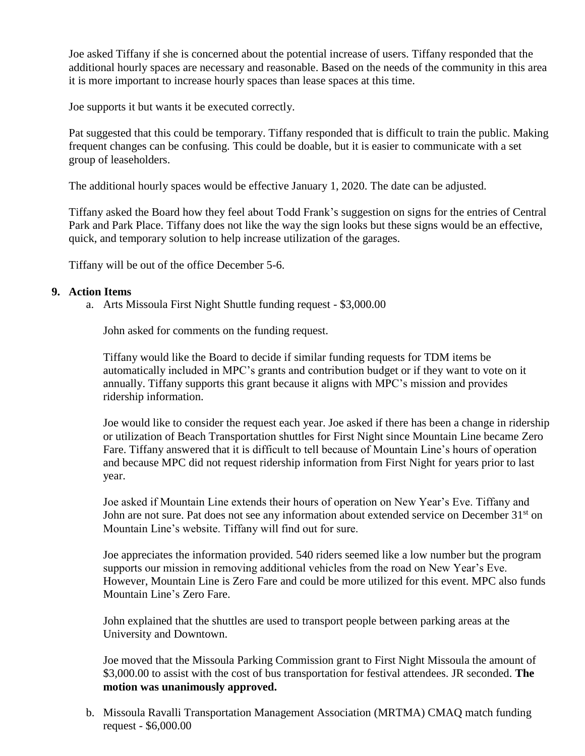Joe asked Tiffany if she is concerned about the potential increase of users. Tiffany responded that the additional hourly spaces are necessary and reasonable. Based on the needs of the community in this area it is more important to increase hourly spaces than lease spaces at this time.

Joe supports it but wants it be executed correctly.

Pat suggested that this could be temporary. Tiffany responded that is difficult to train the public. Making frequent changes can be confusing. This could be doable, but it is easier to communicate with a set group of leaseholders.

The additional hourly spaces would be effective January 1, 2020. The date can be adjusted.

Tiffany asked the Board how they feel about Todd Frank's suggestion on signs for the entries of Central Park and Park Place. Tiffany does not like the way the sign looks but these signs would be an effective, quick, and temporary solution to help increase utilization of the garages.

Tiffany will be out of the office December 5-6.

**9. Action Items**

a. Arts Missoula First Night Shuttle funding request - $3,000.00

John asked for comments on the funding request.

Tiffany would like the Board to decide if similar funding requests for TDM items be automatically included in MPC's grants and contribution budget or if they want to vote on it annually. Tiffany supports this grant because it aligns with MPC's mission and provides ridership information.

Joe would like to consider the request each year. Joe asked if there has been a change in ridership or utilization of Beach Transportation shuttles for First Night since Mountain Line became Zero Fare. Tiffany answered that it is difficult to tell because of Mountain Line's hours of operation and because MPC did not request ridership information from First Night for years prior to last year.

Joe asked if Mountain Line extends their hours of operation on New Year's Eve. Tiffany and John are not sure. Pat does not see any information about extended service on December 31st on Mountain Line's website. Tiffany will find out for sure.

Joe appreciates the information provided. 540 riders seemed like a low number but the program supports our mission in removing additional vehicles from the road on New Year's Eve. However, Mountain Line is Zero Fare and could be more utilized for this event. MPC also funds Mountain Line's Zero Fare.

John explained that the shuttles are used to transport people between parking areas at the University and Downtown.

Joe moved that the Missoula Parking Commission grant to First Night Missoula the amount of $3,000.00 to assist with the cost of bus transportation for festival attendees. JR seconded. **The motion was unanimously approved.**

b. Missoula Ravalli Transportation Management Association (MRTMA) CMAQ match funding request - $6,000.00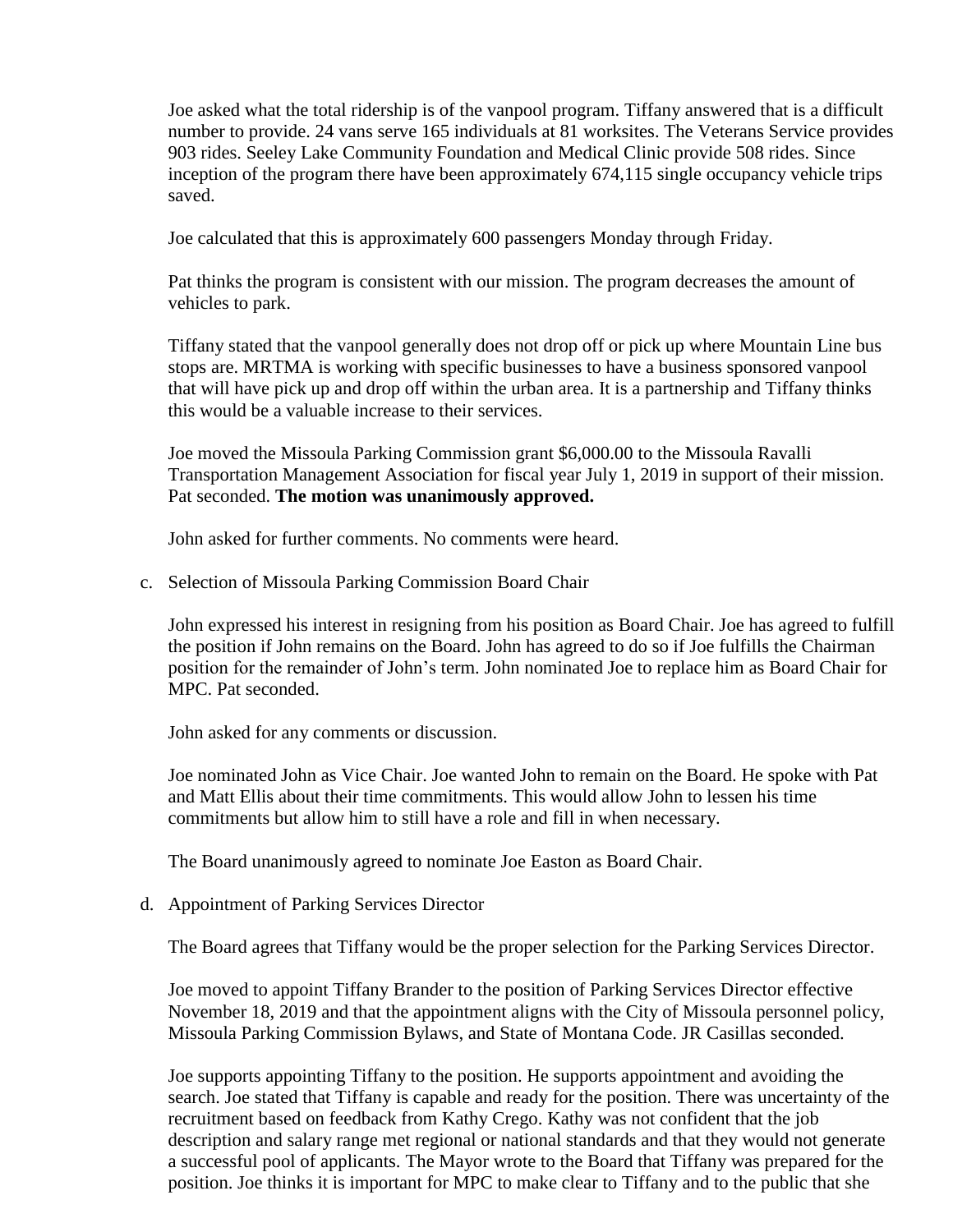Joe asked what the total ridership is of the vanpool program. Tiffany answered that is a difficult number to provide. 24 vans serve 165 individuals at 81 worksites. The Veterans Service provides 903 rides. Seeley Lake Community Foundation and Medical Clinic provide 508 rides. Since inception of the program there have been approximately 674,115 single occupancy vehicle trips saved.

Joe calculated that this is approximately 600 passengers Monday through Friday.

Pat thinks the program is consistent with our mission. The program decreases the amount of vehicles to park.

Tiffany stated that the vanpool generally does not drop off or pick up where Mountain Line bus stops are. MRTMA is working with specific businesses to have a business sponsored vanpool that will have pick up and drop off within the urban area. It is a partnership and Tiffany thinks this would be a valuable increase to their services.

Joe moved the Missoula Parking Commission grant $6,000.00 to the Missoula Ravalli Transportation Management Association for fiscal year July 1, 2019 in support of their mission. Pat seconded. **The motion was unanimously approved.**

John asked for further comments. No comments were heard.

c. Selection of Missoula Parking Commission Board Chair

John expressed his interest in resigning from his position as Board Chair. Joe has agreed to fulfill the position if John remains on the Board. John has agreed to do so if Joe fulfills the Chairman position for the remainder of John's term. John nominated Joe to replace him as Board Chair for MPC. Pat seconded.

John asked for any comments or discussion.

Joe nominated John as Vice Chair. Joe wanted John to remain on the Board. He spoke with Pat and Matt Ellis about their time commitments. This would allow John to lessen his time commitments but allow him to still have a role and fill in when necessary.

The Board unanimously agreed to nominate Joe Easton as Board Chair.

d. Appointment of Parking Services Director

The Board agrees that Tiffany would be the proper selection for the Parking Services Director.

Joe moved to appoint Tiffany Brander to the position of Parking Services Director effective November 18, 2019 and that the appointment aligns with the City of Missoula personnel policy, Missoula Parking Commission Bylaws, and State of Montana Code. JR Casillas seconded.

Joe supports appointing Tiffany to the position. He supports appointment and avoiding the search. Joe stated that Tiffany is capable and ready for the position. There was uncertainty of the recruitment based on feedback from Kathy Crego. Kathy was not confident that the job description and salary range met regional or national standards and that they would not generate a successful pool of applicants. The Mayor wrote to the Board that Tiffany was prepared for the position. Joe thinks it is important for MPC to make clear to Tiffany and to the public that she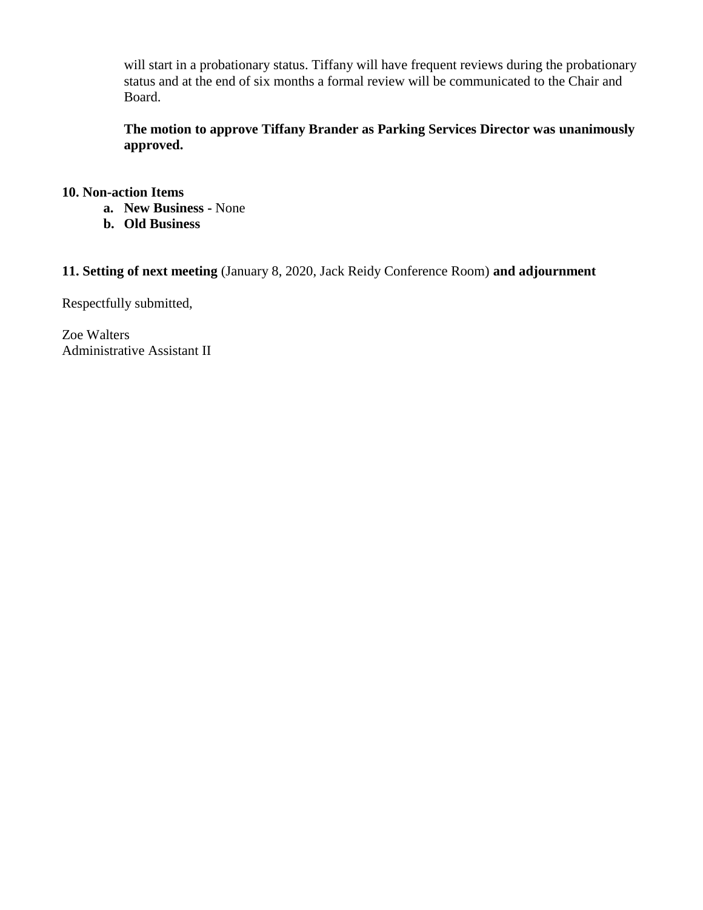will start in a probationary status. Tiffany will have frequent reviews during the probationary status and at the end of six months a formal review will be communicated to the Chair and Board.

**The motion to approve Tiffany Brander as Parking Services Director was unanimously approved.**

**10. Non-action Items**

- **a. New Business -** None
- **b. Old Business**

**11. Setting of next meeting** (January 8, 2020, Jack Reidy Conference Room) **and adjournment**

Respectfully submitted,

Zoe Walters
Administrative Assistant II